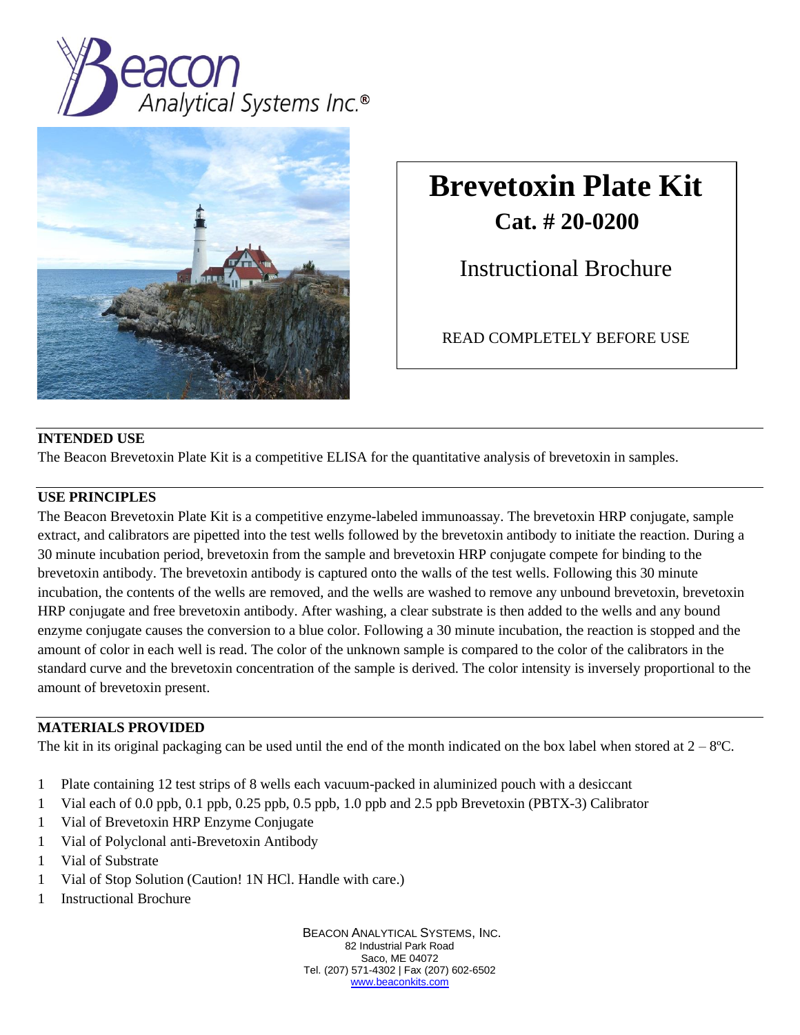# Brevetoxin Plate Kit

## Cat. # 20-0200

Instructional Brochure

READ COMPLETELY BEFORE USE

## INTENDED USE

The Beacon Brevetoxin Plate Kit is a competitive ELISA for the quantitative analysis of brevetoxin in samples.

## USE PRINCIPLES

The Beacon Brevetoxin Plate Kit is a competitive enzyme-labeled immunoassay. The brevetoxin HRP conjugate, sample extract, and calibrators are pipetted into the test wells followed by the brevetoxin antibody to initiate the reaction. During a 30 minute incubation period, brevetoxin from the sample and brevetoxin HRP conjugate compete for binding to the brevetoxin antibody. The brevetoxin antibody is captured onto the walls of the test wells. Following this 30 minute incubation, the contents of the wells are removed, and the wells are washed to remove any unbound brevetoxin, brevetoxin HRP conjugate and free brevetoxin antibody. After washing, a clear substrate is then added to the wells and any bound enzyme conjugate causes the conversion to a blue color. Following a 30 minute incubation, the reaction is stopped and the amount of color in each well is read. The color of the unknown sample is compared to the color of the calibrators in the standard curve and the brevetoxin concentration of the sample is derived. The color intensity is inversely proportional to the amount of brevetoxin present.

## MATERIALS PROVIDED

The kit in its original packaging can be used until the end of the month indicated on the box label when stored at 2 – 8ºC.

- 1 Plate containing 12 test strips of 8 wells each vacuum-packed in aluminized pouch with a desiccant
- 1 Vial each of 0.0 ppb, 0.1 ppb, 0.25 ppb, 0.5 ppb, 1.0 ppb and 2.5 ppb Brevetoxin (PBTX-3) Calibrator
- 1 Vial of Brevetoxin HRP Enzyme Conjugate
- 1 Vial of Polyclonal anti-Brevetoxin Antibody
- 1 Vial of Substrate
- 1 Vial of Stop Solution (Caution! 1N HCl. Handle with care.)
- 1 Instructional Brochure

BEACON ANALYTICAL SYSTEMS, INC.
82 Industrial Park Road
Saco, ME 04072
Tel. (207) 571-4302 | Fax (207) 602-6502
www.beaconkits.com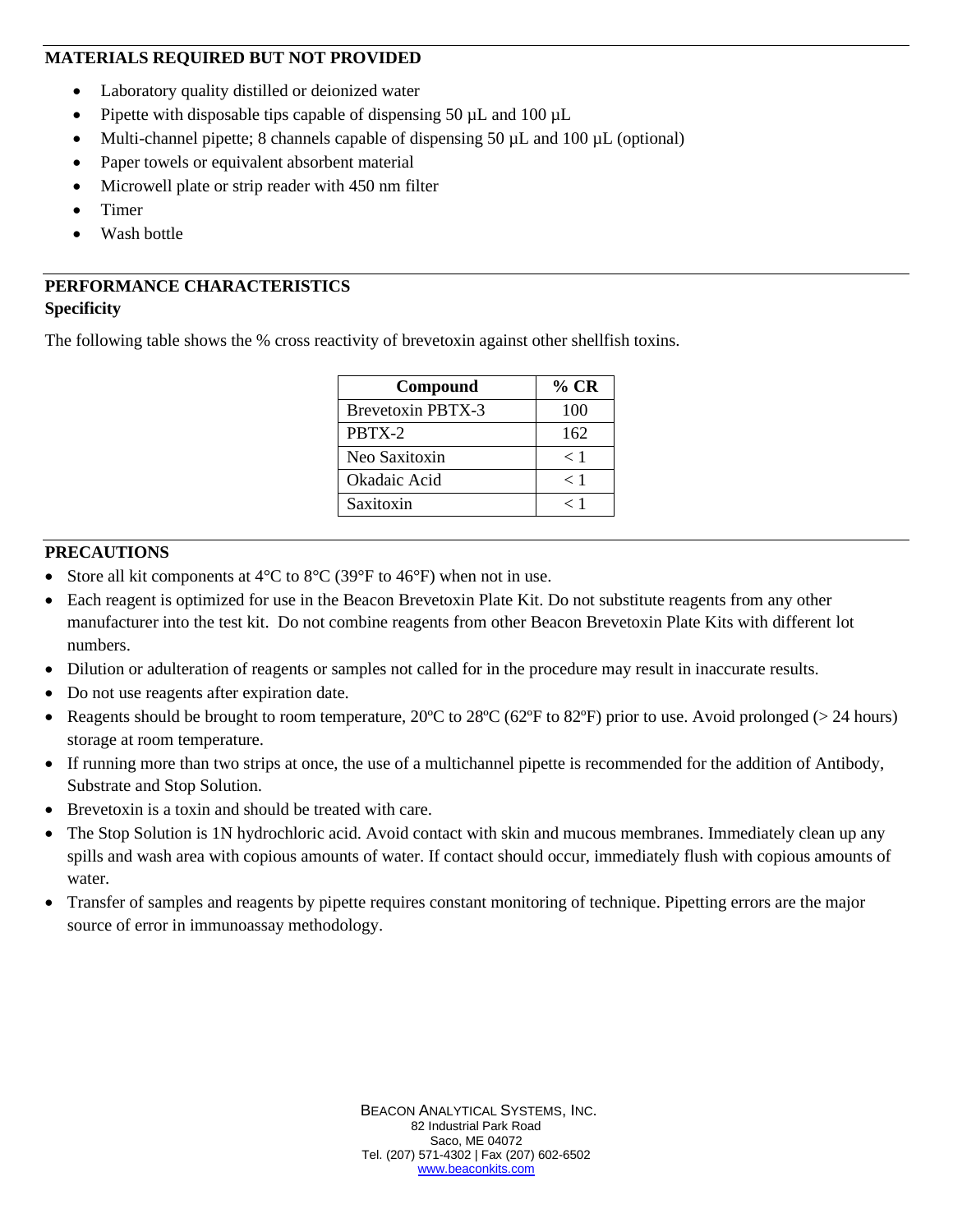## MATERIALS REQUIRED BUT NOT PROVIDED

- Laboratory quality distilled or deionized water
- Pipette with disposable tips capable of dispensing 50 µL and 100 µL
- Multi-channel pipette; 8 channels capable of dispensing 50 µL and 100 µL (optional)
- Paper towels or equivalent absorbent material
- Microwell plate or strip reader with 450 nm filter
- Timer
- Wash bottle

## PERFORMANCE CHARACTERISTICS

### Specificity

The following table shows the % cross reactivity of brevetoxin against other shellfish toxins.

| Compound | % CR |
|---|---|
| Brevetoxin PBTX-3 | 100 |
| PBTX-2 | 162 |
| Neo Saxitoxin | < 1 |
| Okadaic Acid | < 1 |
| Saxitoxin | < 1 |

## PRECAUTIONS

- Store all kit components at 4°C to 8°C (39°F to 46°F) when not in use.
- Each reagent is optimized for use in the Beacon Brevetoxin Plate Kit. Do not substitute reagents from any other manufacturer into the test kit. Do not combine reagents from other Beacon Brevetoxin Plate Kits with different lot numbers.
- Dilution or adulteration of reagents or samples not called for in the procedure may result in inaccurate results.
- Do not use reagents after expiration date.
- Reagents should be brought to room temperature, 20ºC to 28ºC (62ºF to 82ºF) prior to use. Avoid prolonged (> 24 hours) storage at room temperature.
- If running more than two strips at once, the use of a multichannel pipette is recommended for the addition of Antibody, Substrate and Stop Solution.
- Brevetoxin is a toxin and should be treated with care.
- The Stop Solution is 1N hydrochloric acid. Avoid contact with skin and mucous membranes. Immediately clean up any spills and wash area with copious amounts of water. If contact should occur, immediately flush with copious amounts of water.
- Transfer of samples and reagents by pipette requires constant monitoring of technique. Pipetting errors are the major source of error in immunoassay methodology.

BEACON ANALYTICAL SYSTEMS, INC.
82 Industrial Park Road
Saco, ME 04072
Tel. (207) 571-4302 | Fax (207) 602-6502
www.beaconkits.com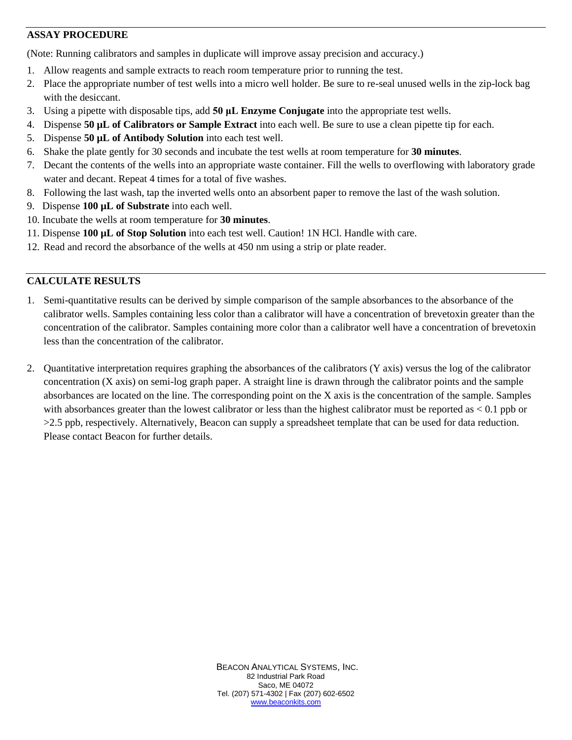## ASSAY PROCEDURE

(Note: Running calibrators and samples in duplicate will improve assay precision and accuracy.)

1. Allow reagents and sample extracts to reach room temperature prior to running the test.
2. Place the appropriate number of test wells into a micro well holder. Be sure to re-seal unused wells in the zip-lock bag with the desiccant.
3. Using a pipette with disposable tips, add **50 µL Enzyme Conjugate** into the appropriate test wells.
4. Dispense **50 µL of Calibrators or Sample Extract** into each well. Be sure to use a clean pipette tip for each.
5. Dispense **50 µL of Antibody Solution** into each test well.
6. Shake the plate gently for 30 seconds and incubate the test wells at room temperature for **30 minutes**.
7. Decant the contents of the wells into an appropriate waste container. Fill the wells to overflowing with laboratory grade water and decant. Repeat 4 times for a total of five washes.
8. Following the last wash, tap the inverted wells onto an absorbent paper to remove the last of the wash solution.
9. Dispense **100 µL of Substrate** into each well.
10. Incubate the wells at room temperature for **30 minutes**.
11. Dispense **100 µL of Stop Solution** into each test well. Caution! 1N HCl. Handle with care.
12. Read and record the absorbance of the wells at 450 nm using a strip or plate reader.

## CALCULATE RESULTS

1. Semi-quantitative results can be derived by simple comparison of the sample absorbances to the absorbance of the calibrator wells. Samples containing less color than a calibrator will have a concentration of brevetoxin greater than the concentration of the calibrator. Samples containing more color than a calibrator well have a concentration of brevetoxin less than the concentration of the calibrator.

2. Quantitative interpretation requires graphing the absorbances of the calibrators (Y axis) versus the log of the calibrator concentration (X axis) on semi-log graph paper. A straight line is drawn through the calibrator points and the sample absorbances are located on the line. The corresponding point on the X axis is the concentration of the sample. Samples with absorbances greater than the lowest calibrator or less than the highest calibrator must be reported as < 0.1 ppb or >2.5 ppb, respectively. Alternatively, Beacon can supply a spreadsheet template that can be used for data reduction. Please contact Beacon for further details.

BEACON ANALYTICAL SYSTEMS, INC.
82 Industrial Park Road
Saco, ME 04072
Tel. (207) 571-4302 | Fax (207) 602-6502
www.beaconkits.com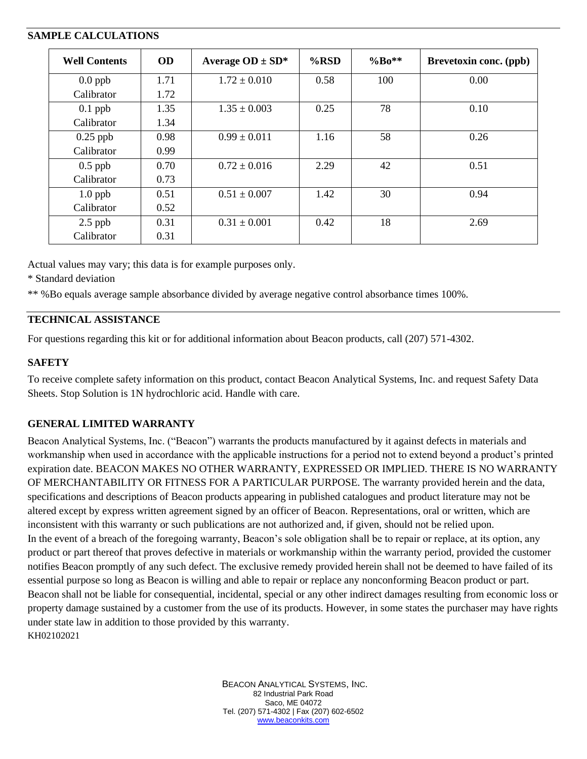## SAMPLE CALCULATIONS

| Well Contents | OD | Average OD ± SD* | %RSD | %Bo** | Brevetoxin conc. (ppb) |
|---|---|---|---|---|---|
| 0.0 ppb Calibrator | 1.71<br>1.72 | 1.72 ± 0.010 | 0.58 | 100 | 0.00 |
| 0.1 ppb Calibrator | 1.35<br>1.34 | 1.35 ± 0.003 | 0.25 | 78 | 0.10 |
| 0.25 ppb Calibrator | 0.98<br>0.99 | 0.99 ± 0.011 | 1.16 | 58 | 0.26 |
| 0.5 ppb Calibrator | 0.70<br>0.73 | 0.72 ± 0.016 | 2.29 | 42 | 0.51 |
| 1.0 ppb Calibrator | 0.51<br>0.52 | 0.51 ± 0.007 | 1.42 | 30 | 0.94 |
| 2.5 ppb Calibrator | 0.31<br>0.31 | 0.31 ± 0.001 | 0.42 | 18 | 2.69 |

Actual values may vary; this data is for example purposes only.

* Standard deviation

** %Bo equals average sample absorbance divided by average negative control absorbance times 100%.

## TECHNICAL ASSISTANCE

For questions regarding this kit or for additional information about Beacon products, call (207) 571-4302.

### SAFETY

To receive complete safety information on this product, contact Beacon Analytical Systems, Inc. and request Safety Data Sheets. Stop Solution is 1N hydrochloric acid. Handle with care.

### GENERAL LIMITED WARRANTY

Beacon Analytical Systems, Inc. ("Beacon") warrants the products manufactured by it against defects in materials and workmanship when used in accordance with the applicable instructions for a period not to extend beyond a product's printed expiration date. BEACON MAKES NO OTHER WARRANTY, EXPRESSED OR IMPLIED. THERE IS NO WARRANTY OF MERCHANTABILITY OR FITNESS FOR A PARTICULAR PURPOSE. The warranty provided herein and the data, specifications and descriptions of Beacon products appearing in published catalogues and product literature may not be altered except by express written agreement signed by an officer of Beacon. Representations, oral or written, which are inconsistent with this warranty or such publications are not authorized and, if given, should not be relied upon.
In the event of a breach of the foregoing warranty, Beacon's sole obligation shall be to repair or replace, at its option, any product or part thereof that proves defective in materials or workmanship within the warranty period, provided the customer notifies Beacon promptly of any such defect. The exclusive remedy provided herein shall not be deemed to have failed of its essential purpose so long as Beacon is willing and able to repair or replace any nonconforming Beacon product or part. Beacon shall not be liable for consequential, incidental, special or any other indirect damages resulting from economic loss or property damage sustained by a customer from the use of its products. However, in some states the purchaser may have rights under state law in addition to those provided by this warranty.
KH02102021

BEACON ANALYTICAL SYSTEMS, INC.
82 Industrial Park Road
Saco, ME 04072
Tel. (207) 571-4302 | Fax (207) 602-6502
www.beaconkits.com